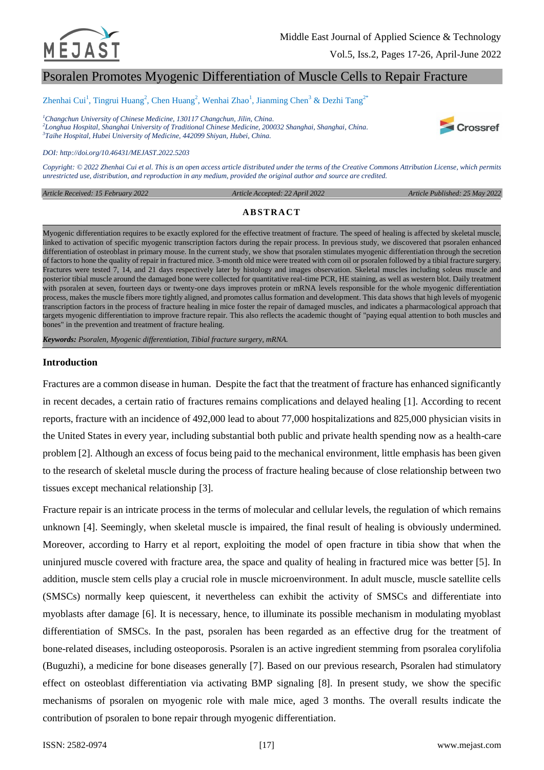# Psoralen Promotes Myogenic Differentiation of Muscle Cells to Repair Fracture

Zhenhai Cui[1], Tingrui Huang[2], Chen Huang[2], Wenhai Zhao[1], Jianming Chen[3] & Dezhi Tang[2*]

*[1]Changchun University of Chinese Medicine, 130117 Changchun, Jilin, China.*
*[2]Longhua Hospital, Shanghai University of Traditional Chinese Medicine, 200032 Shanghai, Shanghai, China.*
*[3]Taihe Hospital, Hubei University of Medicine, 442099 Shiyan, Hubei, China.*

*DOI: http://doi.org/10.46431/MEJAST.2022.5203*

*Copyright: © 2022 Zhenhai Cui et al. This is an open access article distributed under the terms of the Creative Commons Attribution License, which permits unrestricted use, distribution, and reproduction in any medium, provided the original author and source are credited.*

*Article Received: 15 February 2022* | *Article Accepted: 22 April 2022* | *Article Published: 25 May 2022*

## ABSTRACT

Myogenic differentiation requires to be exactly explored for the effective treatment of fracture. The speed of healing is affected by skeletal muscle, linked to activation of specific myogenic transcription factors during the repair process. In previous study, we discovered that psoralen enhanced differentiation of osteoblast in primary mouse. In the current study, we show that psoralen stimulates myogenic differentiation through the secretion of factors to hone the quality of repair in fractured mice. 3-month old mice were treated with corn oil or psoralen followed by a tibial fracture surgery. Fractures were tested 7, 14, and 21 days respectively later by histology and images observation. Skeletal muscles including soleus muscle and posterior tibial muscle around the damaged bone were collected for quantitative real-time PCR, HE staining, as well as western blot. Daily treatment with psoralen at seven, fourteen days or twenty-one days improves protein or mRNA levels responsible for the whole myogenic differentiation process, makes the muscle fibers more tightly aligned, and promotes callus formation and development. This data shows that high levels of myogenic transcription factors in the process of fracture healing in mice foster the repair of damaged muscles, and indicates a pharmacological approach that targets myogenic differentiation to improve fracture repair. This also reflects the academic thought of "paying equal attention to both muscles and bones" in the prevention and treatment of fracture healing.

***Keywords:*** *Psoralen, Myogenic differentiation, Tibial fracture surgery, mRNA.*

## Introduction

Fractures are a common disease in human. Despite the fact that the treatment of fracture has enhanced significantly in recent decades, a certain ratio of fractures remains complications and delayed healing [1]. According to recent reports, fracture with an incidence of 492,000 lead to about 77,000 hospitalizations and 825,000 physician visits in the United States in every year, including substantial both public and private health spending now as a health-care problem [2]. Although an excess of focus being paid to the mechanical environment, little emphasis has been given to the research of skeletal muscle during the process of fracture healing because of close relationship between two tissues except mechanical relationship [3].

Fracture repair is an intricate process in the terms of molecular and cellular levels, the regulation of which remains unknown [4]. Seemingly, when skeletal muscle is impaired, the final result of healing is obviously undermined. Moreover, according to Harry et al report, exploiting the model of open fracture in tibia show that when the uninjured muscle covered with fracture area, the space and quality of healing in fractured mice was better [5]. In addition, muscle stem cells play a crucial role in muscle microenvironment. In adult muscle, muscle satellite cells (SMSCs) normally keep quiescent, it nevertheless can exhibit the activity of SMSCs and differentiate into myoblasts after damage [6]. It is necessary, hence, to illuminate its possible mechanism in modulating myoblast differentiation of SMSCs. In the past, psoralen has been regarded as an effective drug for the treatment of bone-related diseases, including osteoporosis. Psoralen is an active ingredient stemming from psoralea corylifolia (Buguzhi), a medicine for bone diseases generally [7]. Based on our previous research, Psoralen had stimulatory effect on osteoblast differentiation via activating BMP signaling [8]. In present study, we show the specific mechanisms of psoralen on myogenic role with male mice, aged 3 months. The overall results indicate the contribution of psoralen to bone repair through myogenic differentiation.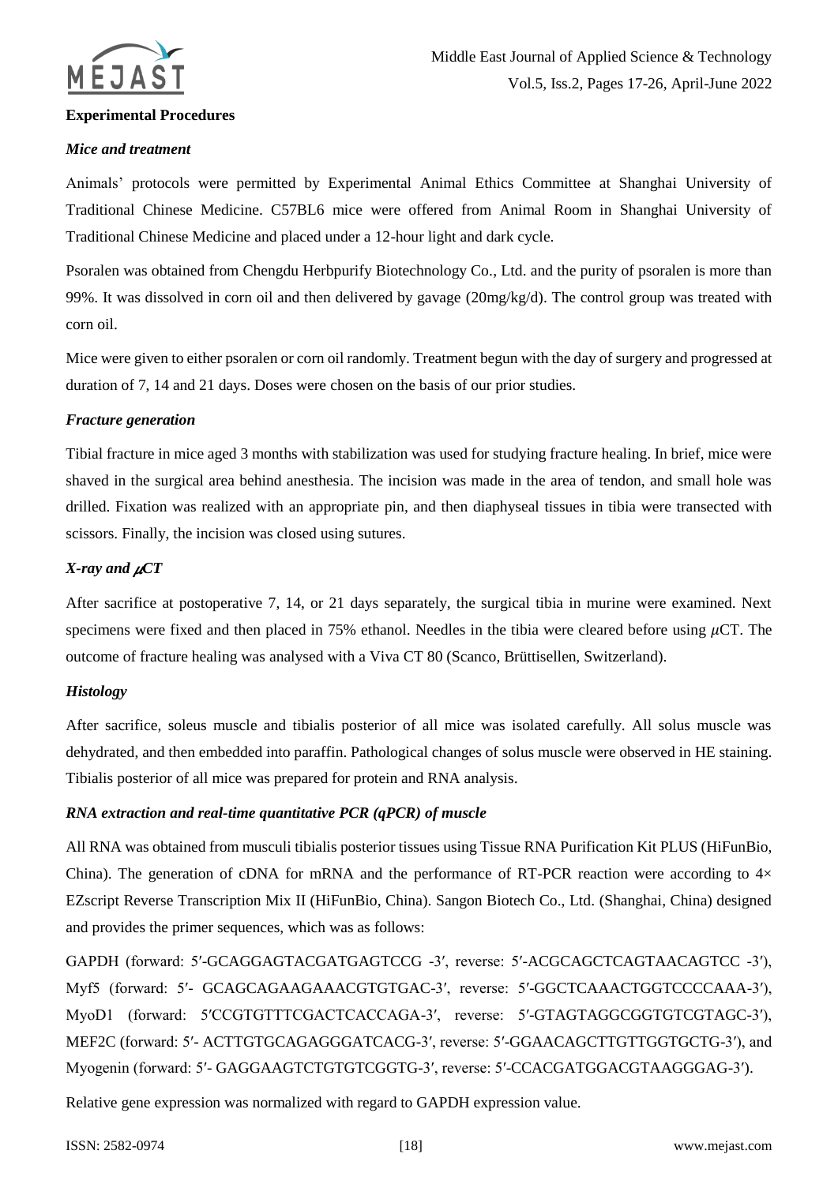## Experimental Procedures

### *Mice and treatment*

Animals' protocols were permitted by Experimental Animal Ethics Committee at Shanghai University of Traditional Chinese Medicine. C57BL6 mice were offered from Animal Room in Shanghai University of Traditional Chinese Medicine and placed under a 12-hour light and dark cycle.

Psoralen was obtained from Chengdu Herbpurify Biotechnology Co., Ltd. and the purity of psoralen is more than 99%. It was dissolved in corn oil and then delivered by gavage (20mg/kg/d). The control group was treated with corn oil.

Mice were given to either psoralen or corn oil randomly. Treatment begun with the day of surgery and progressed at duration of 7, 14 and 21 days. Doses were chosen on the basis of our prior studies.

### *Fracture generation*

Tibial fracture in mice aged 3 months with stabilization was used for studying fracture healing. In brief, mice were shaved in the surgical area behind anesthesia. The incision was made in the area of tendon, and small hole was drilled. Fixation was realized with an appropriate pin, and then diaphyseal tissues in tibia were transected with scissors. Finally, the incision was closed using sutures.

### *X-ray and μCT*

After sacrifice at postoperative 7, 14, or 21 days separately, the surgical tibia in murine were examined. Next specimens were fixed and then placed in 75% ethanol. Needles in the tibia were cleared before using μCT. The outcome of fracture healing was analysed with a Viva CT 80 (Scanco, Brüttisellen, Switzerland).

### *Histology*

After sacrifice, soleus muscle and tibialis posterior of all mice was isolated carefully. All solus muscle was dehydrated, and then embedded into paraffin. Pathological changes of solus muscle were observed in HE staining. Tibialis posterior of all mice was prepared for protein and RNA analysis.

### *RNA extraction and real-time quantitative PCR (qPCR) of muscle*

All RNA was obtained from musculi tibialis posterior tissues using Tissue RNA Purification Kit PLUS (HiFunBio, China). The generation of cDNA for mRNA and the performance of RT-PCR reaction were according to 4× EZscript Reverse Transcription Mix II (HiFunBio, China). Sangon Biotech Co., Ltd. (Shanghai, China) designed and provides the primer sequences, which was as follows:

GAPDH (forward: 5′-GCAGGAGTACGATGAGTCCG -3′, reverse: 5′-ACGCAGCTCAGTAACAGTCC -3′), Myf5 (forward: 5′- GCAGCAGAAGAAACGTGTGAC-3′, reverse: 5′-GGCTCAAACTGGTCCCCAAA-3′), MyoD1 (forward: 5′CCGTGTTTCGACTCACCAGA-3′, reverse: 5′-GTAGTAGGCGGTGTCGTAGC-3′), MEF2C (forward: 5′- ACTTGTGCAGAGGGATCACG-3′, reverse: 5′-GGAACAGCTTGTTGGTGCTG-3′), and Myogenin (forward: 5′- GAGGAAGTCTGTGTCGGTG-3′, reverse: 5′-CCACGATGGACGTAAGGGAG-3′).

Relative gene expression was normalized with regard to GAPDH expression value.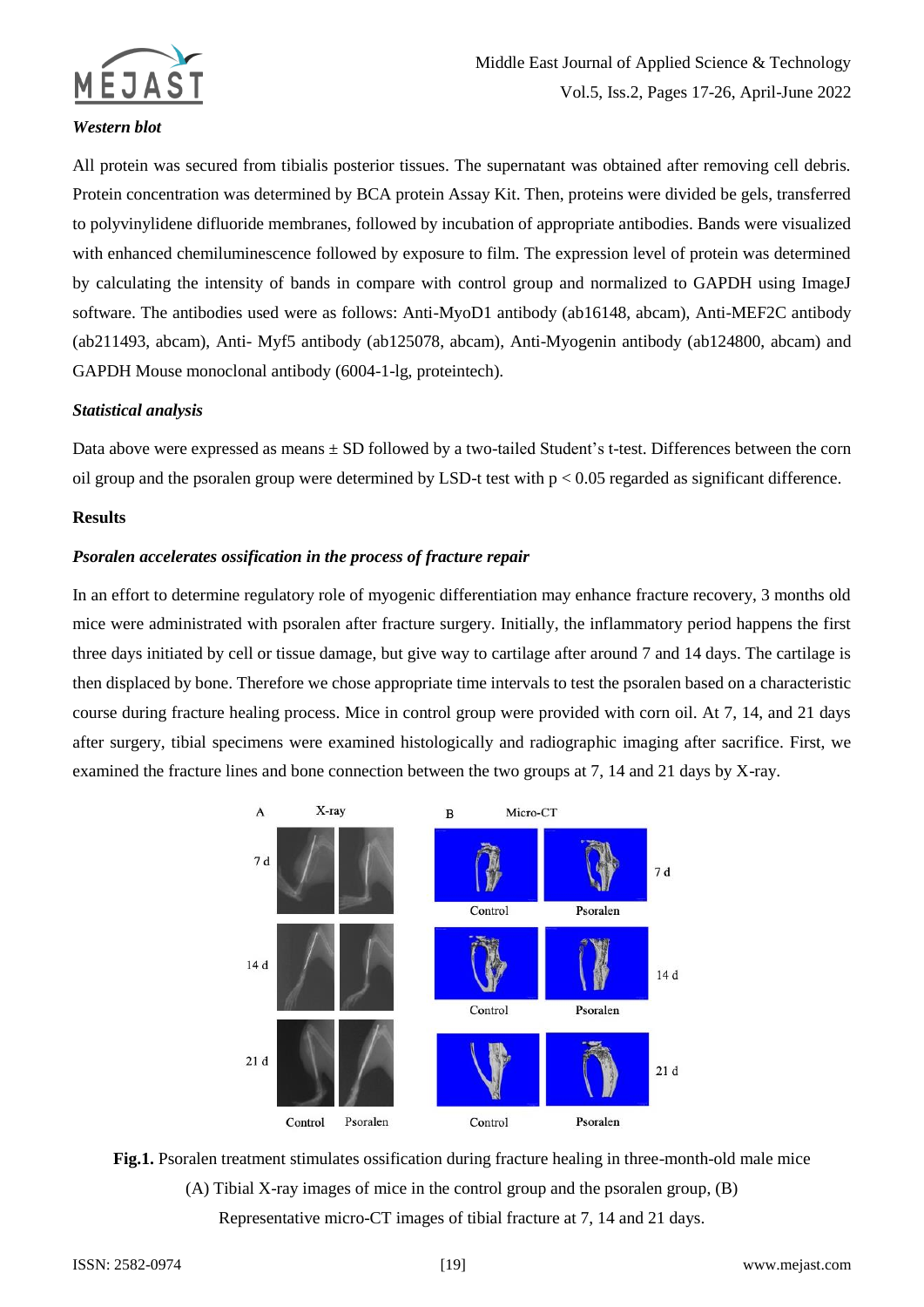### *Western blot*

All protein was secured from tibialis posterior tissues. The supernatant was obtained after removing cell debris. Protein concentration was determined by BCA protein Assay Kit. Then, proteins were divided be gels, transferred to polyvinylidene difluoride membranes, followed by incubation of appropriate antibodies. Bands were visualized with enhanced chemiluminescence followed by exposure to film. The expression level of protein was determined by calculating the intensity of bands in compare with control group and normalized to GAPDH using ImageJ software. The antibodies used were as follows: Anti-MyoD1 antibody (ab16148, abcam), Anti-MEF2C antibody (ab211493, abcam), Anti- Myf5 antibody (ab125078, abcam), Anti-Myogenin antibody (ab124800, abcam) and GAPDH Mouse monoclonal antibody (6004-1-lg, proteintech).

### *Statistical analysis*

Data above were expressed as means ± SD followed by a two-tailed Student's t-test. Differences between the corn oil group and the psoralen group were determined by LSD-t test with $p < 0.05$ regarded as significant difference.

## Results

### *Psoralen accelerates ossification in the process of fracture repair*

In an effort to determine regulatory role of myogenic differentiation may enhance fracture recovery, 3 months old mice were administrated with psoralen after fracture surgery. Initially, the inflammatory period happens the first three days initiated by cell or tissue damage, but give way to cartilage after around 7 and 14 days. The cartilage is then displaced by bone. Therefore we chose appropriate time intervals to test the psoralen based on a characteristic course during fracture healing process. Mice in control group were provided with corn oil. At 7, 14, and 21 days after surgery, tibial specimens were examined histologically and radiographic imaging after sacrifice. First, we examined the fracture lines and bone connection between the two groups at 7, 14 and 21 days by X-ray.

A X-ray
7 d
14 d
21 d
Control Psoralen

B Micro-CT
7 d
Control Psoralen
14 d
Control Psoralen
21 d
Control Psoralen

**Fig.1.** Psoralen treatment stimulates ossification during fracture healing in three-month-old male mice (A) Tibial X-ray images of mice in the control group and the psoralen group, (B) Representative micro-CT images of tibial fracture at 7, 14 and 21 days.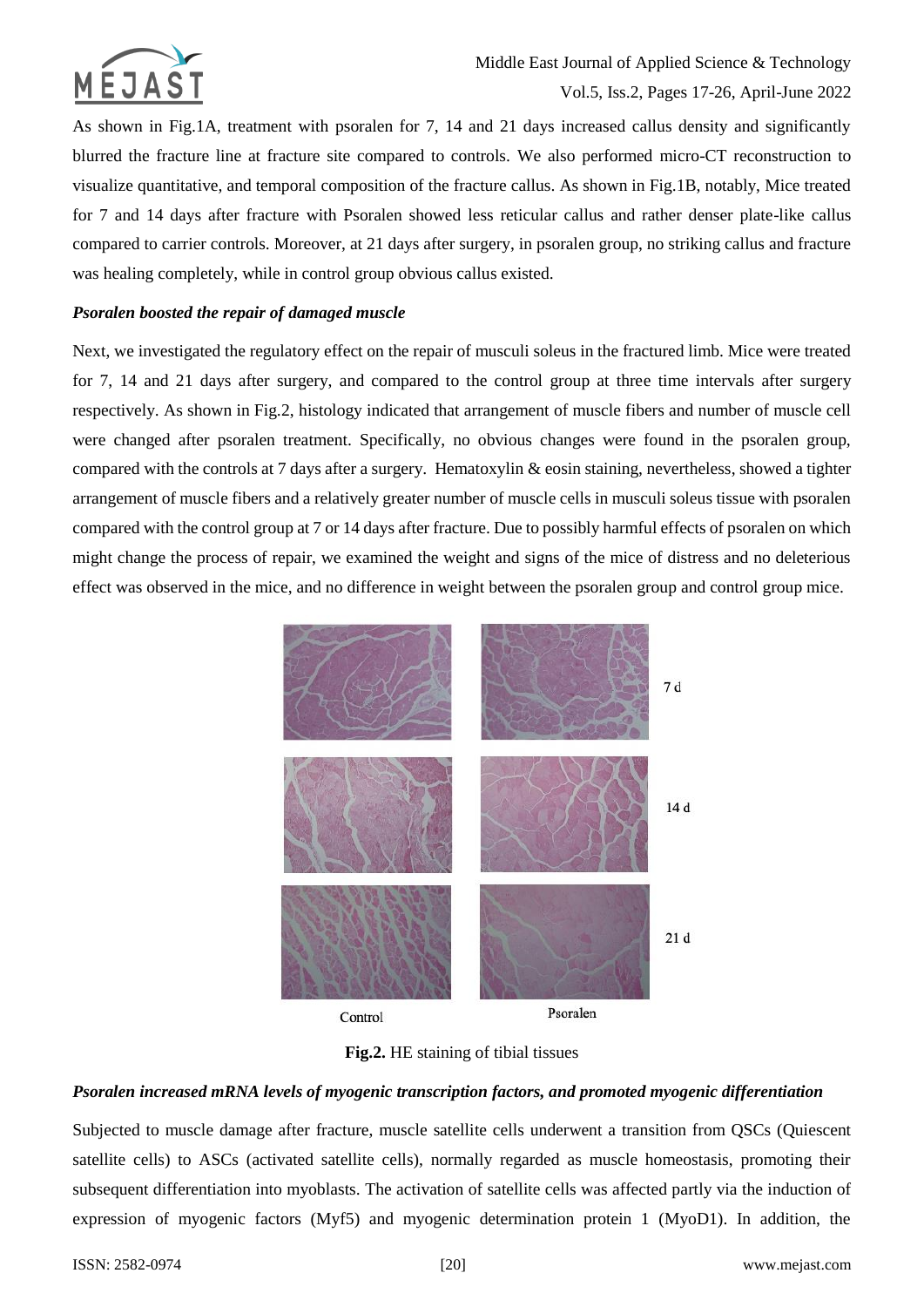As shown in Fig.1A, treatment with psoralen for 7, 14 and 21 days increased callus density and significantly blurred the fracture line at fracture site compared to controls. We also performed micro-CT reconstruction to visualize quantitative, and temporal composition of the fracture callus. As shown in Fig.1B, notably, Mice treated for 7 and 14 days after fracture with Psoralen showed less reticular callus and rather denser plate-like callus compared to carrier controls. Moreover, at 21 days after surgery, in psoralen group, no striking callus and fracture was healing completely, while in control group obvious callus existed.

### *Psoralen boosted the repair of damaged muscle*

Next, we investigated the regulatory effect on the repair of musculi soleus in the fractured limb. Mice were treated for 7, 14 and 21 days after surgery, and compared to the control group at three time intervals after surgery respectively. As shown in Fig.2, histology indicated that arrangement of muscle fibers and number of muscle cell were changed after psoralen treatment. Specifically, no obvious changes were found in the psoralen group, compared with the controls at 7 days after a surgery. Hematoxylin & eosin staining, nevertheless, showed a tighter arrangement of muscle fibers and a relatively greater number of muscle cells in musculi soleus tissue with psoralen compared with the control group at 7 or 14 days after fracture. Due to possibly harmful effects of psoralen on which might change the process of repair, we examined the weight and signs of the mice of distress and no deleterious effect was observed in the mice, and no difference in weight between the psoralen group and control group mice.

7 d

14 d

21 d

Control

Psoralen

**Fig.2.** HE staining of tibial tissues

### *Psoralen increased mRNA levels of myogenic transcription factors, and promoted myogenic differentiation*

Subjected to muscle damage after fracture, muscle satellite cells underwent a transition from QSCs (Quiescent satellite cells) to ASCs (activated satellite cells), normally regarded as muscle homeostasis, promoting their subsequent differentiation into myoblasts. The activation of satellite cells was affected partly via the induction of expression of myogenic factors (Myf5) and myogenic determination protein 1 (MyoD1). In addition, the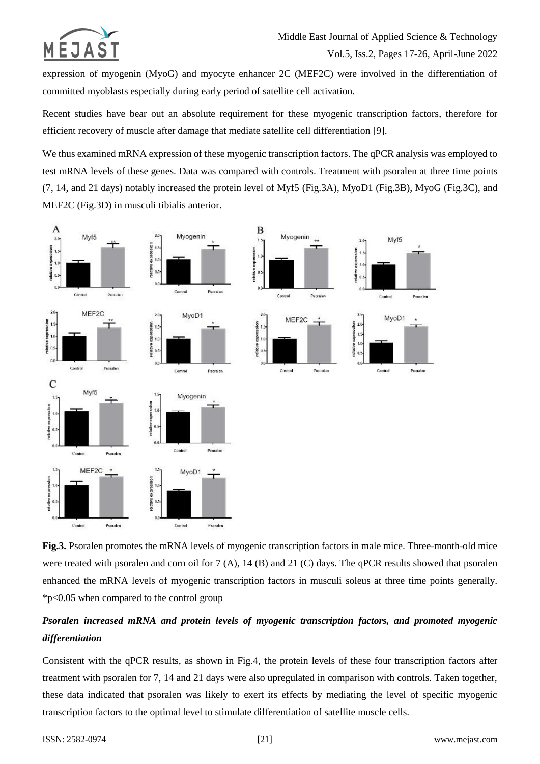expression of myogenin (MyoG) and myocyte enhancer 2C (MEF2C) were involved in the differentiation of committed myoblasts especially during early period of satellite cell activation.

Recent studies have bear out an absolute requirement for these myogenic transcription factors, therefore for efficient recovery of muscle after damage that mediate satellite cell differentiation [9].

We thus examined mRNA expression of these myogenic transcription factors. The qPCR analysis was employed to test mRNA levels of these genes. Data was compared with controls. Treatment with psoralen at three time points (7, 14, and 21 days) notably increased the protein level of Myf5 (Fig.3A), MyoD1 (Fig.3B), MyoG (Fig.3C), and MEF2C (Fig.3D) in musculi tibialis anterior.

A

Myf5

Myogenin

MEF2C

MyoD1

B

Myogenin

Myf5

MEF2C

MyoD1

C

Myf5

Myogenin

MEF2C

MyoD1

relative expression

Control Psoralen

**Fig.3.** Psoralen promotes the mRNA levels of myogenic transcription factors in male mice. Three-month-old mice were treated with psoralen and corn oil for 7 (A), 14 (B) and 21 (C) days. The qPCR results showed that psoralen enhanced the mRNA levels of myogenic transcription factors in musculi soleus at three time points generally. *p<0.05 when compared to the control group

***Psoralen increased mRNA and protein levels of myogenic transcription factors, and promoted myogenic differentiation***

Consistent with the qPCR results, as shown in Fig.4, the protein levels of these four transcription factors after treatment with psoralen for 7, 14 and 21 days were also upregulated in comparison with controls. Taken together, these data indicated that psoralen was likely to exert its effects by mediating the level of specific myogenic transcription factors to the optimal level to stimulate differentiation of satellite muscle cells.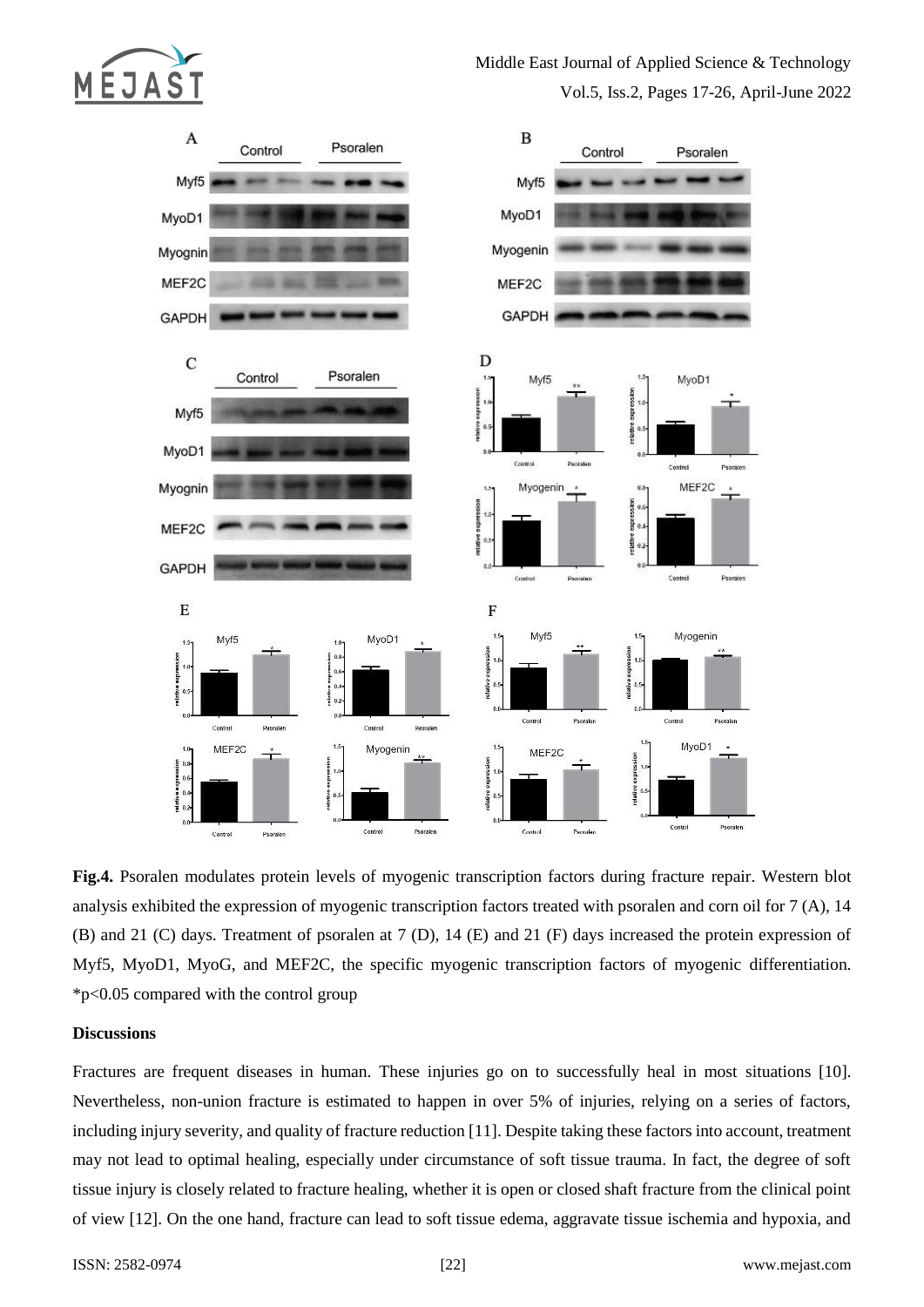**Fig.4.** Psoralen modulates protein levels of myogenic transcription factors during fracture repair. Western blot analysis exhibited the expression of myogenic transcription factors treated with psoralen and corn oil for 7 (A), 14 (B) and 21 (C) days. Treatment of psoralen at 7 (D), 14 (E) and 21 (F) days increased the protein expression of Myf5, MyoD1, MyoG, and MEF2C, the specific myogenic transcription factors of myogenic differentiation. *p<0.05 compared with the control group

### Discussions

Fractures are frequent diseases in human. These injuries go on to successfully heal in most situations [10]. Nevertheless, non-union fracture is estimated to happen in over 5% of injuries, relying on a series of factors, including injury severity, and quality of fracture reduction [11]. Despite taking these factors into account, treatment may not lead to optimal healing, especially under circumstance of soft tissue trauma. In fact, the degree of soft tissue injury is closely related to fracture healing, whether it is open or closed shaft fracture from the clinical point of view [12]. On the one hand, fracture can lead to soft tissue edema, aggravate tissue ischemia and hypoxia, and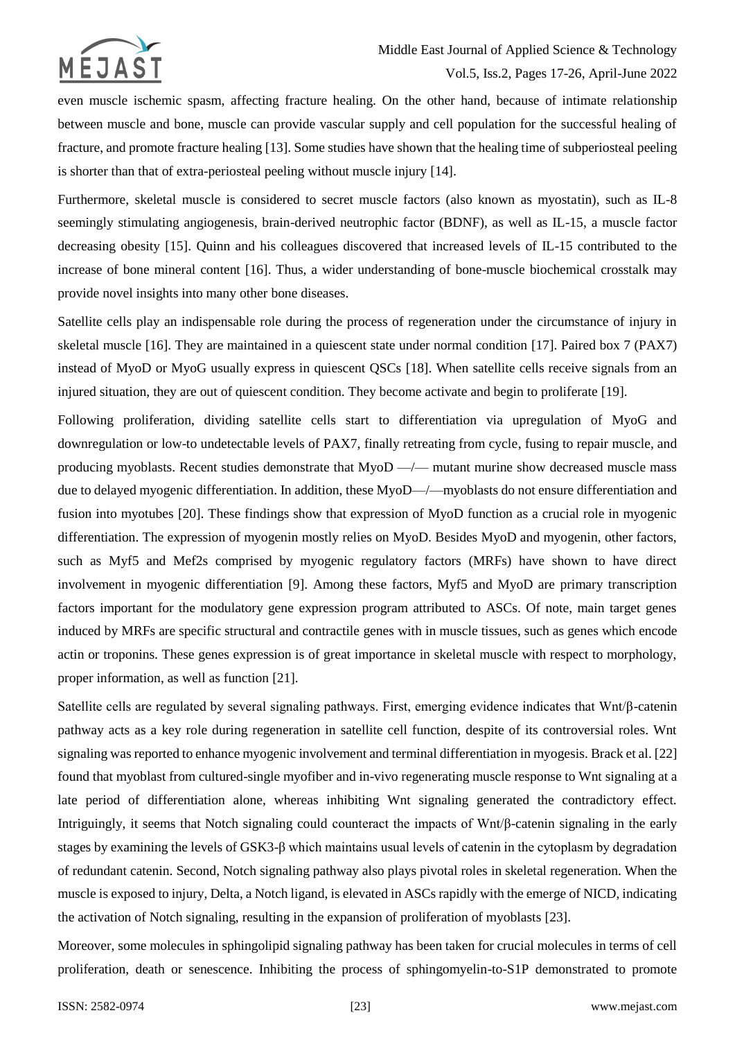even muscle ischemic spasm, affecting fracture healing. On the other hand, because of intimate relationship between muscle and bone, muscle can provide vascular supply and cell population for the successful healing of fracture, and promote fracture healing [13]. Some studies have shown that the healing time of subperiosteal peeling is shorter than that of extra-periosteal peeling without muscle injury [14].

Furthermore, skeletal muscle is considered to secret muscle factors (also known as myostatin), such as IL-8 seemingly stimulating angiogenesis, brain-derived neutrophic factor (BDNF), as well as IL-15, a muscle factor decreasing obesity [15]. Quinn and his colleagues discovered that increased levels of IL-15 contributed to the increase of bone mineral content [16]. Thus, a wider understanding of bone-muscle biochemical crosstalk may provide novel insights into many other bone diseases.

Satellite cells play an indispensable role during the process of regeneration under the circumstance of injury in skeletal muscle [16]. They are maintained in a quiescent state under normal condition [17]. Paired box 7 (PAX7) instead of MyoD or MyoG usually express in quiescent QSCs [18]. When satellite cells receive signals from an injured situation, they are out of quiescent condition. They become activate and begin to proliferate [19].

Following proliferation, dividing satellite cells start to differentiation via upregulation of MyoG and downregulation or low-to undetectable levels of PAX7, finally retreating from cycle, fusing to repair muscle, and producing myoblasts. Recent studies demonstrate that MyoD —/— mutant murine show decreased muscle mass due to delayed myogenic differentiation. In addition, these MyoD—/—myoblasts do not ensure differentiation and fusion into myotubes [20]. These findings show that expression of MyoD function as a crucial role in myogenic differentiation. The expression of myogenin mostly relies on MyoD. Besides MyoD and myogenin, other factors, such as Myf5 and Mef2s comprised by myogenic regulatory factors (MRFs) have shown to have direct involvement in myogenic differentiation [9]. Among these factors, Myf5 and MyoD are primary transcription factors important for the modulatory gene expression program attributed to ASCs. Of note, main target genes induced by MRFs are specific structural and contractile genes with in muscle tissues, such as genes which encode actin or troponins. These genes expression is of great importance in skeletal muscle with respect to morphology, proper information, as well as function [21].

Satellite cells are regulated by several signaling pathways. First, emerging evidence indicates that Wnt/β-catenin pathway acts as a key role during regeneration in satellite cell function, despite of its controversial roles. Wnt signaling was reported to enhance myogenic involvement and terminal differentiation in myogesis. Brack et al. [22] found that myoblast from cultured-single myofiber and in-vivo regenerating muscle response to Wnt signaling at a late period of differentiation alone, whereas inhibiting Wnt signaling generated the contradictory effect. Intriguingly, it seems that Notch signaling could counteract the impacts of Wnt/β-catenin signaling in the early stages by examining the levels of GSK3-β which maintains usual levels of catenin in the cytoplasm by degradation of redundant catenin. Second, Notch signaling pathway also plays pivotal roles in skeletal regeneration. When the muscle is exposed to injury, Delta, a Notch ligand, is elevated in ASCs rapidly with the emerge of NICD, indicating the activation of Notch signaling, resulting in the expansion of proliferation of myoblasts [23].

Moreover, some molecules in sphingolipid signaling pathway has been taken for crucial molecules in terms of cell proliferation, death or senescence. Inhibiting the process of sphingomyelin-to-S1P demonstrated to promote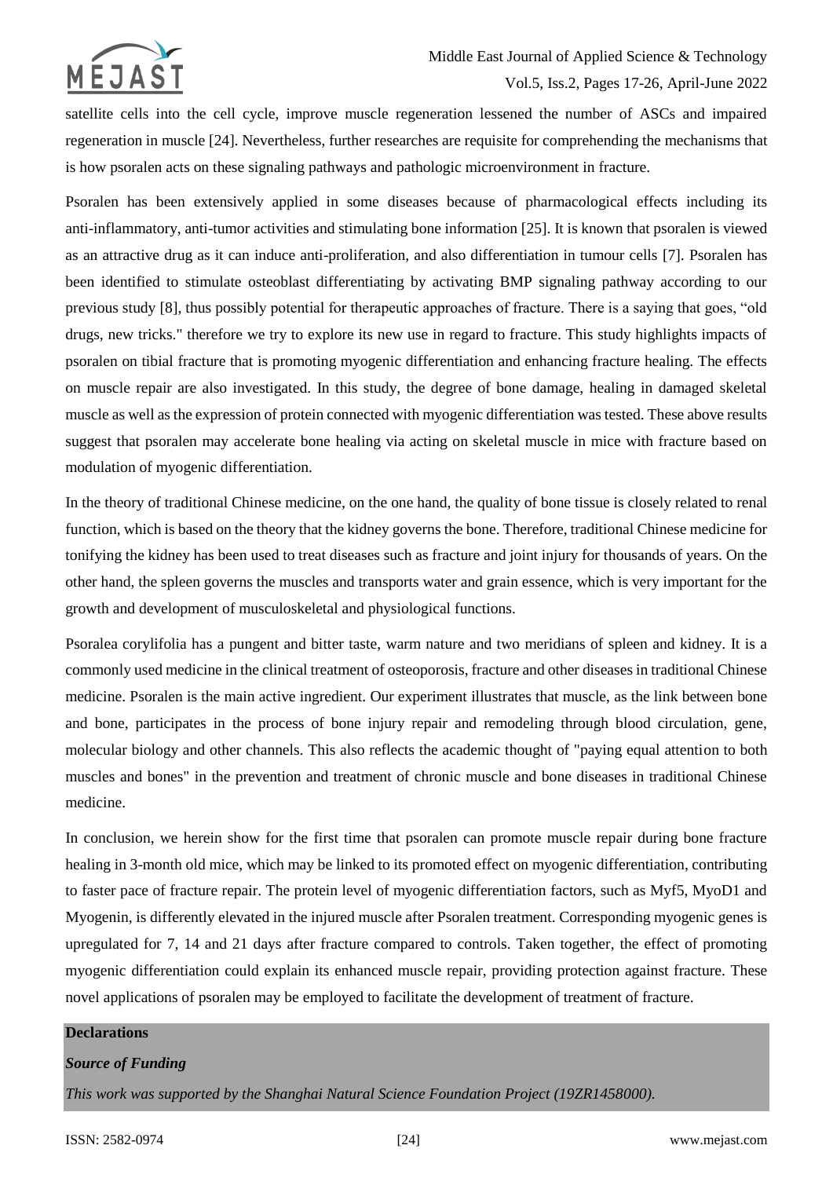satellite cells into the cell cycle, improve muscle regeneration lessened the number of ASCs and impaired regeneration in muscle [24]. Nevertheless, further researches are requisite for comprehending the mechanisms that is how psoralen acts on these signaling pathways and pathologic microenvironment in fracture.

Psoralen has been extensively applied in some diseases because of pharmacological effects including its anti-inflammatory, anti-tumor activities and stimulating bone information [25]. It is known that psoralen is viewed as an attractive drug as it can induce anti-proliferation, and also differentiation in tumour cells [7]. Psoralen has been identified to stimulate osteoblast differentiating by activating BMP signaling pathway according to our previous study [8], thus possibly potential for therapeutic approaches of fracture. There is a saying that goes, "old drugs, new tricks." therefore we try to explore its new use in regard to fracture. This study highlights impacts of psoralen on tibial fracture that is promoting myogenic differentiation and enhancing fracture healing. The effects on muscle repair are also investigated. In this study, the degree of bone damage, healing in damaged skeletal muscle as well as the expression of protein connected with myogenic differentiation was tested. These above results suggest that psoralen may accelerate bone healing via acting on skeletal muscle in mice with fracture based on modulation of myogenic differentiation.

In the theory of traditional Chinese medicine, on the one hand, the quality of bone tissue is closely related to renal function, which is based on the theory that the kidney governs the bone. Therefore, traditional Chinese medicine for tonifying the kidney has been used to treat diseases such as fracture and joint injury for thousands of years. On the other hand, the spleen governs the muscles and transports water and grain essence, which is very important for the growth and development of musculoskeletal and physiological functions.

Psoralea corylifolia has a pungent and bitter taste, warm nature and two meridians of spleen and kidney. It is a commonly used medicine in the clinical treatment of osteoporosis, fracture and other diseases in traditional Chinese medicine. Psoralen is the main active ingredient. Our experiment illustrates that muscle, as the link between bone and bone, participates in the process of bone injury repair and remodeling through blood circulation, gene, molecular biology and other channels. This also reflects the academic thought of "paying equal attention to both muscles and bones" in the prevention and treatment of chronic muscle and bone diseases in traditional Chinese medicine.

In conclusion, we herein show for the first time that psoralen can promote muscle repair during bone fracture healing in 3-month old mice, which may be linked to its promoted effect on myogenic differentiation, contributing to faster pace of fracture repair. The protein level of myogenic differentiation factors, such as Myf5, MyoD1 and Myogenin, is differently elevated in the injured muscle after Psoralen treatment. Corresponding myogenic genes is upregulated for 7, 14 and 21 days after fracture compared to controls. Taken together, the effect of promoting myogenic differentiation could explain its enhanced muscle repair, providing protection against fracture. These novel applications of psoralen may be employed to facilitate the development of treatment of fracture.

**Declarations**

***Source of Funding***

*This work was supported by the Shanghai Natural Science Foundation Project (19ZR1458000).*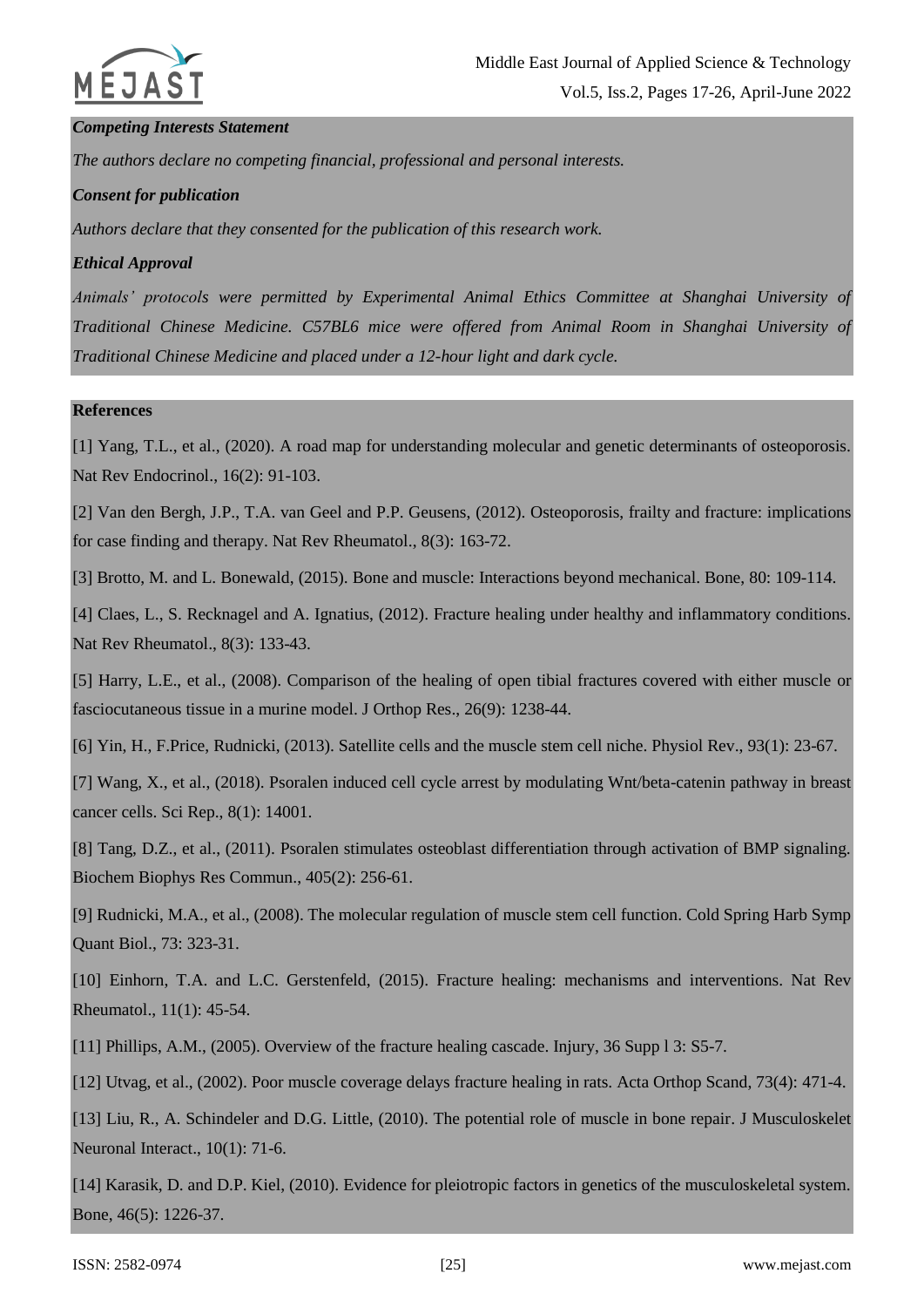***Competing Interests Statement***

*The authors declare no competing financial, professional and personal interests.*

***Consent for publication***

*Authors declare that they consented for the publication of this research work.*

***Ethical Approval***

*Animals' protocols were permitted by Experimental Animal Ethics Committee at Shanghai University of Traditional Chinese Medicine. C57BL6 mice were offered from Animal Room in Shanghai University of Traditional Chinese Medicine and placed under a 12-hour light and dark cycle.*

**References**

[1] Yang, T.L., et al., (2020). A road map for understanding molecular and genetic determinants of osteoporosis. Nat Rev Endocrinol., 16(2): 91-103.

[2] Van den Bergh, J.P., T.A. van Geel and P.P. Geusens, (2012). Osteoporosis, frailty and fracture: implications for case finding and therapy. Nat Rev Rheumatol., 8(3): 163-72.

[3] Brotto, M. and L. Bonewald, (2015). Bone and muscle: Interactions beyond mechanical. Bone, 80: 109-114.

[4] Claes, L., S. Recknagel and A. Ignatius, (2012). Fracture healing under healthy and inflammatory conditions. Nat Rev Rheumatol., 8(3): 133-43.

[5] Harry, L.E., et al., (2008). Comparison of the healing of open tibial fractures covered with either muscle or fasciocutaneous tissue in a murine model. J Orthop Res., 26(9): 1238-44.

[6] Yin, H., F.Price, Rudnicki, (2013). Satellite cells and the muscle stem cell niche. Physiol Rev., 93(1): 23-67.

[7] Wang, X., et al., (2018). Psoralen induced cell cycle arrest by modulating Wnt/beta-catenin pathway in breast cancer cells. Sci Rep., 8(1): 14001.

[8] Tang, D.Z., et al., (2011). Psoralen stimulates osteoblast differentiation through activation of BMP signaling. Biochem Biophys Res Commun., 405(2): 256-61.

[9] Rudnicki, M.A., et al., (2008). The molecular regulation of muscle stem cell function. Cold Spring Harb Symp Quant Biol., 73: 323-31.

[10] Einhorn, T.A. and L.C. Gerstenfeld, (2015). Fracture healing: mechanisms and interventions. Nat Rev Rheumatol., 11(1): 45-54.

[11] Phillips, A.M., (2005). Overview of the fracture healing cascade. Injury, 36 Supp l 3: S5-7.

[12] Utvag, et al., (2002). Poor muscle coverage delays fracture healing in rats. Acta Orthop Scand, 73(4): 471-4.

[13] Liu, R., A. Schindeler and D.G. Little, (2010). The potential role of muscle in bone repair. J Musculoskelet Neuronal Interact., 10(1): 71-6.

[14] Karasik, D. and D.P. Kiel, (2010). Evidence for pleiotropic factors in genetics of the musculoskeletal system. Bone, 46(5): 1226-37.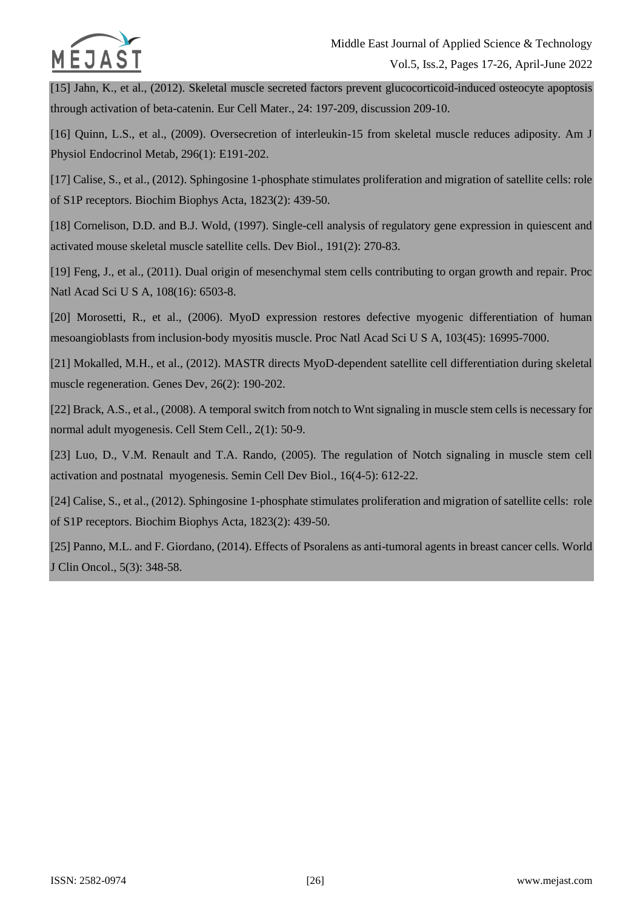[15] Jahn, K., et al., (2012). Skeletal muscle secreted factors prevent glucocorticoid-induced osteocyte apoptosis through activation of beta-catenin. Eur Cell Mater., 24: 197-209, discussion 209-10.

[16] Quinn, L.S., et al., (2009). Oversecretion of interleukin-15 from skeletal muscle reduces adiposity. Am J Physiol Endocrinol Metab, 296(1): E191-202.

[17] Calise, S., et al., (2012). Sphingosine 1-phosphate stimulates proliferation and migration of satellite cells: role of S1P receptors. Biochim Biophys Acta, 1823(2): 439-50.

[18] Cornelison, D.D. and B.J. Wold, (1997). Single-cell analysis of regulatory gene expression in quiescent and activated mouse skeletal muscle satellite cells. Dev Biol., 191(2): 270-83.

[19] Feng, J., et al., (2011). Dual origin of mesenchymal stem cells contributing to organ growth and repair. Proc Natl Acad Sci U S A, 108(16): 6503-8.

[20] Morosetti, R., et al., (2006). MyoD expression restores defective myogenic differentiation of human mesoangioblasts from inclusion-body myositis muscle. Proc Natl Acad Sci U S A, 103(45): 16995-7000.

[21] Mokalled, M.H., et al., (2012). MASTR directs MyoD-dependent satellite cell differentiation during skeletal muscle regeneration. Genes Dev, 26(2): 190-202.

[22] Brack, A.S., et al., (2008). A temporal switch from notch to Wnt signaling in muscle stem cells is necessary for normal adult myogenesis. Cell Stem Cell., 2(1): 50-9.

[23] Luo, D., V.M. Renault and T.A. Rando, (2005). The regulation of Notch signaling in muscle stem cell activation and postnatal myogenesis. Semin Cell Dev Biol., 16(4-5): 612-22.

[24] Calise, S., et al., (2012). Sphingosine 1-phosphate stimulates proliferation and migration of satellite cells: role of S1P receptors. Biochim Biophys Acta, 1823(2): 439-50.

[25] Panno, M.L. and F. Giordano, (2014). Effects of Psoralens as anti-tumoral agents in breast cancer cells. World J Clin Oncol., 5(3): 348-58.